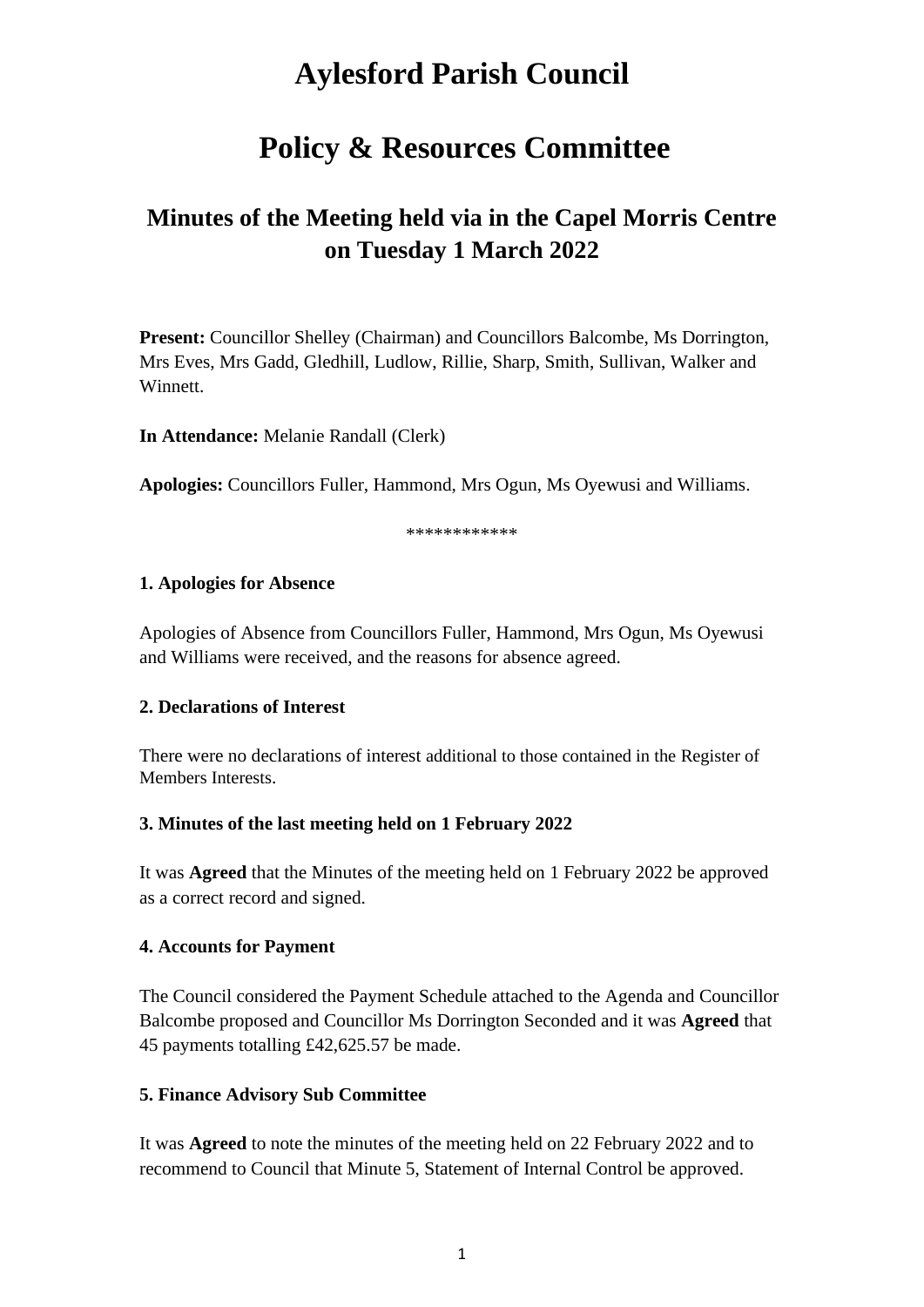# Aylesford Parish Council

# Policy & Resources Committee

## Minutes of the Meeting held via in the Capel Morris Centre on Tuesday 1 March 2022

**Present:** Councillor Shelley (Chairman) and Councillors Balcombe, Ms Dorrington, Mrs Eves, Mrs Gadd, Gledhill, Ludlow, Rillie, Sharp, Smith, Sullivan, Walker and Winnett.

**In Attendance:** Melanie Randall (Clerk)

**Apologies:** Councillors Fuller, Hammond, Mrs Ogun, Ms Oyewusi and Williams.

************

**1. Apologies for Absence**

Apologies of Absence from Councillors Fuller, Hammond, Mrs Ogun, Ms Oyewusi and Williams were received, and the reasons for absence agreed.

**2. Declarations of Interest**

There were no declarations of interest additional to those contained in the Register of Members Interests.

**3. Minutes of the last meeting held on 1 February 2022**

It was **Agreed** that the Minutes of the meeting held on 1 February 2022 be approved as a correct record and signed.

**4. Accounts for Payment**

The Council considered the Payment Schedule attached to the Agenda and Councillor Balcombe proposed and Councillor Ms Dorrington Seconded and it was **Agreed** that 45 payments totalling £42,625.57 be made.

**5. Finance Advisory Sub Committee**

It was **Agreed** to note the minutes of the meeting held on 22 February 2022 and to recommend to Council that Minute 5, Statement of Internal Control be approved.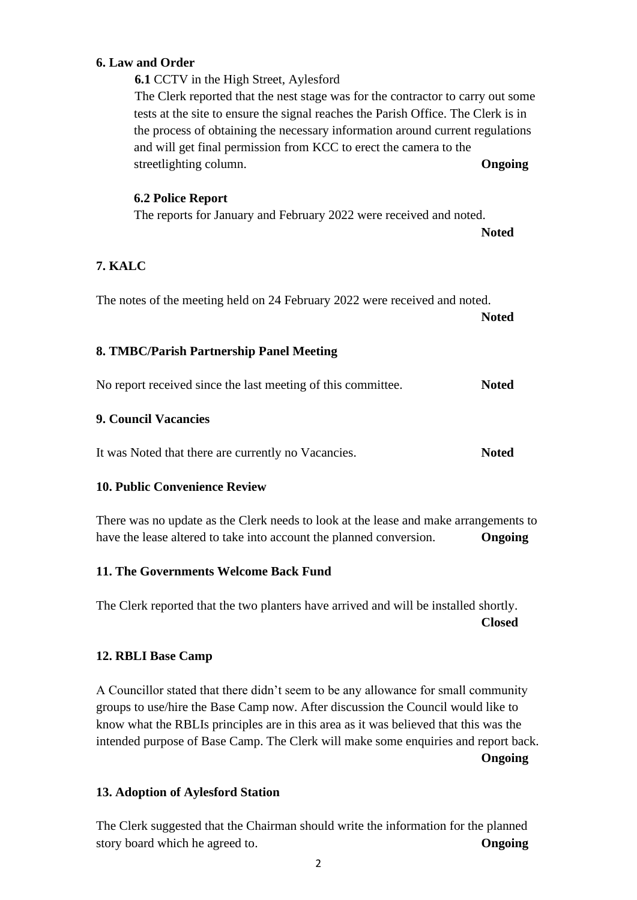**6. Law and Order**

**6.1** CCTV in the High Street, Aylesford

The Clerk reported that the nest stage was for the contractor to carry out some tests at the site to ensure the signal reaches the Parish Office. The Clerk is in the process of obtaining the necessary information around current regulations and will get final permission from KCC to erect the camera to the streetlighting column. **Ongoing**

**6.2 Police Report**

The reports for January and February 2022 were received and noted.

**Noted**

**7. KALC**

The notes of the meeting held on 24 February 2022 were received and noted.

**Noted**

**8. TMBC/Parish Partnership Panel Meeting**

No report received since the last meeting of this committee. **Noted**

**9. Council Vacancies**

It was Noted that there are currently no Vacancies. **Noted**

**10. Public Convenience Review**

There was no update as the Clerk needs to look at the lease and make arrangements to have the lease altered to take into account the planned conversion. **Ongoing**

**11. The Governments Welcome Back Fund**

The Clerk reported that the two planters have arrived and will be installed shortly.

**Closed**

**12. RBLI Base Camp**

A Councillor stated that there didn't seem to be any allowance for small community groups to use/hire the Base Camp now. After discussion the Council would like to know what the RBLIs principles are in this area as it was believed that this was the intended purpose of Base Camp. The Clerk will make some enquiries and report back.

**Ongoing**

**13. Adoption of Aylesford Station**

The Clerk suggested that the Chairman should write the information for the planned story board which he agreed to. **Ongoing**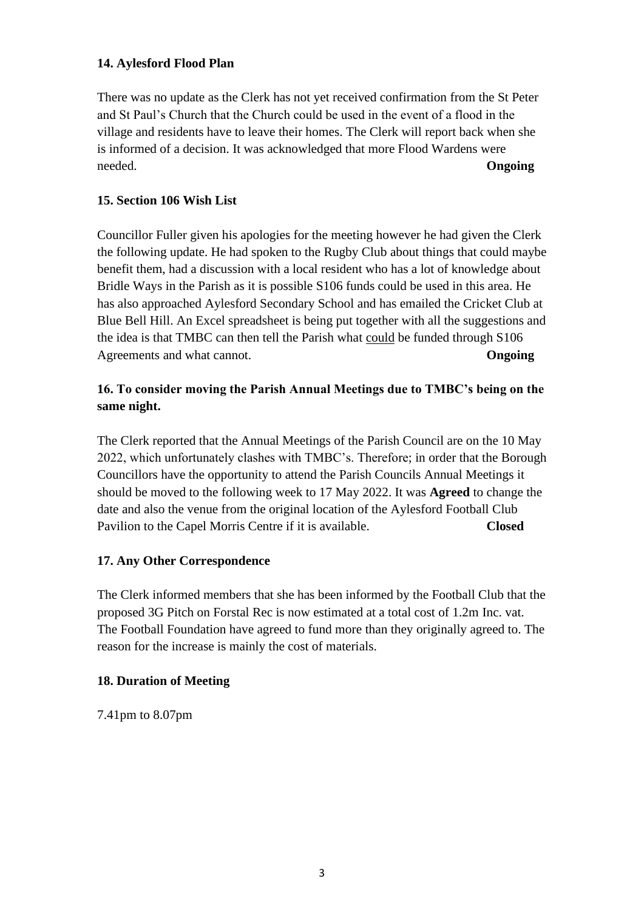**14. Aylesford Flood Plan**

There was no update as the Clerk has not yet received confirmation from the St Peter and St Paul's Church that the Church could be used in the event of a flood in the village and residents have to leave their homes. The Clerk will report back when she is informed of a decision. It was acknowledged that more Flood Wardens were needed. **Ongoing**

**15. Section 106 Wish List**

Councillor Fuller given his apologies for the meeting however he had given the Clerk the following update. He had spoken to the Rugby Club about things that could maybe benefit them, had a discussion with a local resident who has a lot of knowledge about Bridle Ways in the Parish as it is possible S106 funds could be used in this area. He has also approached Aylesford Secondary School and has emailed the Cricket Club at Blue Bell Hill. An Excel spreadsheet is being put together with all the suggestions and the idea is that TMBC can then tell the Parish what <u>could</u> be funded through S106 Agreements and what cannot. **Ongoing**

**16. To consider moving the Parish Annual Meetings due to TMBC's being on the same night.**

The Clerk reported that the Annual Meetings of the Parish Council are on the 10 May 2022, which unfortunately clashes with TMBC's. Therefore; in order that the Borough Councillors have the opportunity to attend the Parish Councils Annual Meetings it should be moved to the following week to 17 May 2022. It was **Agreed** to change the date and also the venue from the original location of the Aylesford Football Club Pavilion to the Capel Morris Centre if it is available. **Closed**

**17. Any Other Correspondence**

The Clerk informed members that she has been informed by the Football Club that the proposed 3G Pitch on Forstal Rec is now estimated at a total cost of 1.2m Inc. vat. The Football Foundation have agreed to fund more than they originally agreed to. The reason for the increase is mainly the cost of materials.

**18. Duration of Meeting**

7.41pm to 8.07pm